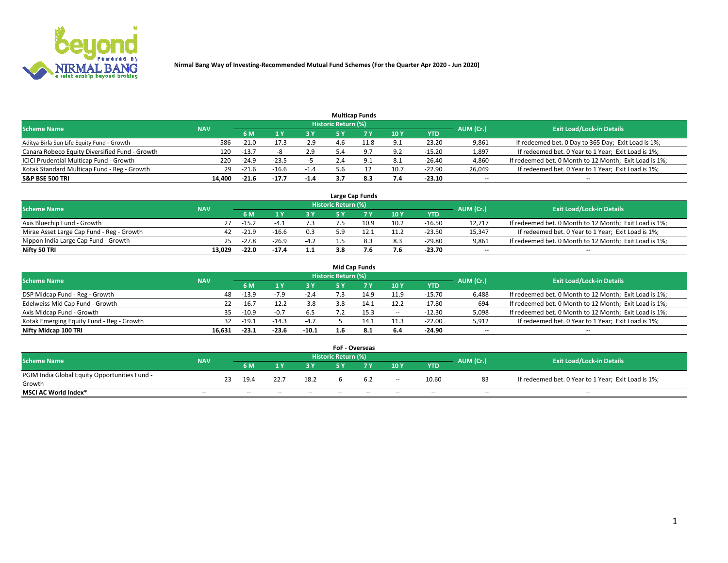Nirmal Bang Way of Investing-Recommended Mutual Fund Schemes (For the Quarter Apr 2020 - Jun 2020)

### Multicap Funds

| Scheme Name | NAV | Historic Return (%) | | | | | | | AUM (Cr.) | Exit Load/Lock-in Details |
|---|---|---|---|---|---|---|---|---|---|---|
| | | 6 M | 1 Y | 3 Y | 5 Y | 7 Y | 10 Y | YTD | | |
| Aditya Birla Sun Life Equity Fund - Growth | 586 | -21.0 | -17.3 | -2.9 | 4.6 | 11.8 | 9.1 | -23.20 | 9,861 | If redeemed bet. 0 Day to 365 Day; Exit Load is 1%; |
| Canara Robeco Equity Diversified Fund - Growth | 120 | -13.7 | -8 | 2.9 | 5.4 | 9.7 | 9.2 | -15.20 | 1,897 | If redeemed bet. 0 Year to 1 Year; Exit Load is 1%; |
| ICICI Prudential Multicap Fund - Growth | 220 | -24.9 | -23.5 | -5 | 2.4 | 9.1 | 8.1 | -26.40 | 4,860 | If redeemed bet. 0 Month to 12 Month; Exit Load is 1%; |
| Kotak Standard Multicap Fund - Reg - Growth | 29 | -21.6 | -16.6 | -1.4 | 5.6 | 12 | 10.7 | -22.90 | 26,049 | If redeemed bet. 0 Year to 1 Year; Exit Load is 1%; |
| **S&P BSE 500 TRI** | **14,400** | **-21.6** | **-17.7** | **-1.4** | **3.7** | **8.3** | **7.4** | **-23.10** | **--** | **--** |

### Large Cap Funds

| Scheme Name | NAV | Historic Return (%) | | | | | | | AUM (Cr.) | Exit Load/Lock-in Details |
|---|---|---|---|---|---|---|---|---|---|---|
| | | 6 M | 1 Y | 3 Y | 5 Y | 7 Y | 10 Y | YTD | | |
| Axis Bluechip Fund - Growth | 27 | -15.2 | -4.1 | 7.3 | 7.5 | 10.9 | 10.2 | -16.50 | 12,717 | If redeemed bet. 0 Month to 12 Month; Exit Load is 1%; |
| Mirae Asset Large Cap Fund - Reg - Growth | 42 | -21.9 | -16.6 | 0.3 | 5.9 | 12.1 | 11.2 | -23.50 | 15,347 | If redeemed bet. 0 Year to 1 Year; Exit Load is 1%; |
| Nippon India Large Cap Fund - Growth | 25 | -27.8 | -26.9 | -4.2 | 1.5 | 8.3 | 8.3 | -29.80 | 9,861 | If redeemed bet. 0 Month to 12 Month; Exit Load is 1%; |
| **Nifty 50 TRI** | **13,029** | **-22.0** | **-17.4** | **1.1** | **3.8** | **7.6** | **7.6** | **-23.70** | **--** | **--** |

### Mid Cap Funds

| Scheme Name | NAV | Historic Return (%) | | | | | | | AUM (Cr.) | Exit Load/Lock-in Details |
|---|---|---|---|---|---|---|---|---|---|---|
| | | 6 M | 1 Y | 3 Y | 5 Y | 7 Y | 10 Y | YTD | | |
| DSP Midcap Fund - Reg - Growth | 48 | -13.9 | -7.9 | -2.4 | 7.3 | 14.9 | 11.9 | -15.70 | 6,488 | If redeemed bet. 0 Month to 12 Month; Exit Load is 1%; |
| Edelweiss Mid Cap Fund - Growth | 22 | -16.7 | -12.2 | -3.8 | 3.8 | 14.1 | 12.2 | -17.80 | 694 | If redeemed bet. 0 Month to 12 Month; Exit Load is 1%; |
| Axis Midcap Fund - Growth | 35 | -10.9 | -0.7 | 6.5 | 7.2 | 15.3 | -- | -12.30 | 5,098 | If redeemed bet. 0 Month to 12 Month; Exit Load is 1%; |
| Kotak Emerging Equity Fund - Reg - Growth | 32 | -19.1 | -14.3 | -4.7 | 5 | 14.1 | 11.3 | -22.00 | 5,912 | If redeemed bet. 0 Year to 1 Year; Exit Load is 1%; |
| **Nifty Midcap 100 TRI** | **16,631** | **-23.1** | **-23.6** | **-10.1** | **1.6** | **8.1** | **6.4** | **-24.90** | **--** | **--** |

### FoF - Overseas

| Scheme Name | NAV | Historic Return (%) | | | | | | | AUM (Cr.) | Exit Load/Lock-in Details |
|---|---|---|---|---|---|---|---|---|---|---|
| | | 6 M | 1 Y | 3 Y | 5 Y | 7 Y | 10 Y | YTD | | |
| PGIM India Global Equity Opportunities Fund - Growth | 23 | 19.4 | 22.7 | 18.2 | 6 | 6.2 | -- | 10.60 | 83 | If redeemed bet. 0 Year to 1 Year; Exit Load is 1%; |
| **MSCI AC World Index*** | -- | -- | -- | -- | -- | -- | -- | -- | -- | -- |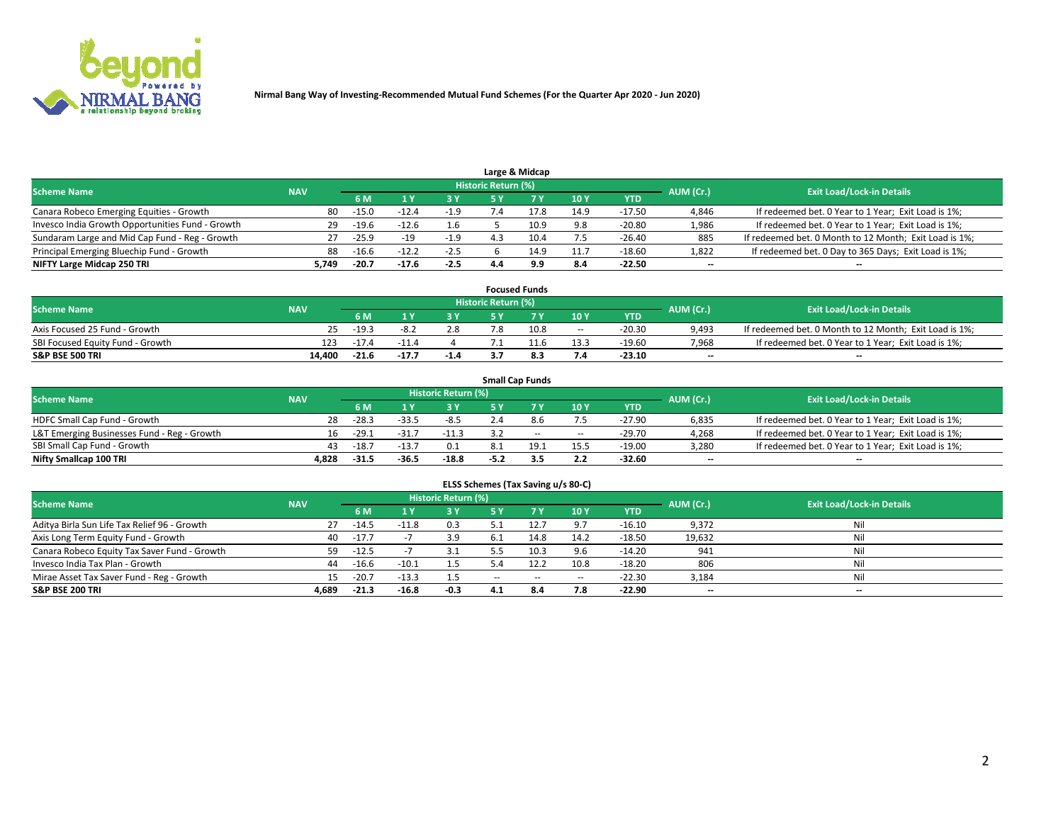Nirmal Bang Way of Investing-Recommended Mutual Fund Schemes (For the Quarter Apr 2020 - Jun 2020)

### Large & Midcap

| Scheme Name | NAV | Historic Return (%) | | | | | | | AUM (Cr.) | Exit Load/Lock-in Details |
|---|---|---|---|---|---|---|---|---|---|---|
| | | 6 M | 1 Y | 3 Y | 5 Y | 7 Y | 10 Y | YTD | | |
| Canara Robeco Emerging Equities - Growth | 80 | -15.0 | -12.4 | -1.9 | 7.4 | 17.8 | 14.9 | -17.50 | 4,846 | If redeemed bet. 0 Year to 1 Year; Exit Load is 1%; |
| Invesco India Growth Opportunities Fund - Growth | 29 | -19.6 | -12.6 | 1.6 | 5 | 10.9 | 9.8 | -20.80 | 1,986 | If redeemed bet. 0 Year to 1 Year; Exit Load is 1%; |
| Sundaram Large and Mid Cap Fund - Reg - Growth | 27 | -25.9 | -19 | -1.9 | 4.3 | 10.4 | 7.5 | -26.40 | 885 | If redeemed bet. 0 Month to 12 Month; Exit Load is 1%; |
| Principal Emerging Bluechip Fund - Growth | 88 | -16.6 | -12.2 | -2.5 | 6 | 14.9 | 11.7 | -18.60 | 1,822 | If redeemed bet. 0 Day to 365 Days; Exit Load is 1%; |
| **NIFTY Large Midcap 250 TRI** | **5,749** | **-20.7** | **-17.6** | **-2.5** | **4.4** | **9.9** | **8.4** | **-22.50** | -- | -- |

### Focused Funds

| Scheme Name | NAV | Historic Return (%) | | | | | | | AUM (Cr.) | Exit Load/Lock-in Details |
|---|---|---|---|---|---|---|---|---|---|---|
| | | 6 M | 1 Y | 3 Y | 5 Y | 7 Y | 10 Y | YTD | | |
| Axis Focused 25 Fund - Growth | 25 | -19.3 | -8.2 | 2.8 | 7.8 | 10.8 | -- | -20.30 | 9,493 | If redeemed bet. 0 Month to 12 Month; Exit Load is 1%; |
| SBI Focused Equity Fund - Growth | 123 | -17.4 | -11.4 | 4 | 7.1 | 11.6 | 13.3 | -19.60 | 7,968 | If redeemed bet. 0 Year to 1 Year; Exit Load is 1%; |
| **S&P BSE 500 TRI** | **14,400** | **-21.6** | **-17.7** | **-1.4** | **3.7** | **8.3** | **7.4** | **-23.10** | -- | -- |

### Small Cap Funds

| Scheme Name | NAV | Historic Return (%) | | | | | | | AUM (Cr.) | Exit Load/Lock-in Details |
|---|---|---|---|---|---|---|---|---|---|---|
| | | 6 M | 1 Y | 3 Y | 5 Y | 7 Y | 10 Y | YTD | | |
| HDFC Small Cap Fund - Growth | 28 | -28.3 | -33.5 | -8.5 | 2.4 | 8.6 | 7.5 | -27.90 | 6,835 | If redeemed bet. 0 Year to 1 Year; Exit Load is 1%; |
| L&T Emerging Businesses Fund - Reg - Growth | 16 | -29.1 | -31.7 | -11.3 | 3.2 | -- | -- | -29.70 | 4,268 | If redeemed bet. 0 Year to 1 Year; Exit Load is 1%; |
| SBI Small Cap Fund - Growth | 43 | -18.7 | -13.7 | 0.1 | 8.1 | 19.1 | 15.5 | -19.00 | 3,280 | If redeemed bet. 0 Year to 1 Year; Exit Load is 1%; |
| **Nifty Smallcap 100 TRI** | **4,828** | **-31.5** | **-36.5** | **-18.8** | **-5.2** | **3.5** | **2.2** | **-32.60** | -- | -- |

### ELSS Schemes (Tax Saving u/s 80-C)

| Scheme Name | NAV | Historic Return (%) | | | | | | | AUM (Cr.) | Exit Load/Lock-in Details |
|---|---|---|---|---|---|---|---|---|---|---|
| | | 6 M | 1 Y | 3 Y | 5 Y | 7 Y | 10 Y | YTD | | |
| Aditya Birla Sun Life Tax Relief 96 - Growth | 27 | -14.5 | -11.8 | 0.3 | 5.1 | 12.7 | 9.7 | -16.10 | 9,372 | Nil |
| Axis Long Term Equity Fund - Growth | 40 | -17.7 | -7 | 3.9 | 6.1 | 14.8 | 14.2 | -18.50 | 19,632 | Nil |
| Canara Robeco Equity Tax Saver Fund - Growth | 59 | -12.5 | -7 | 3.1 | 5.5 | 10.3 | 9.6 | -14.20 | 941 | Nil |
| Invesco India Tax Plan - Growth | 44 | -16.6 | -10.1 | 1.5 | 5.4 | 12.2 | 10.8 | -18.20 | 806 | Nil |
| Mirae Asset Tax Saver Fund - Reg - Growth | 15 | -20.7 | -13.3 | 1.5 | -- | -- | -- | -22.30 | 3,184 | Nil |
| **S&P BSE 200 TRI** | **4,689** | **-21.3** | **-16.8** | **-0.3** | **4.1** | **8.4** | **7.8** | **-22.90** | -- | -- |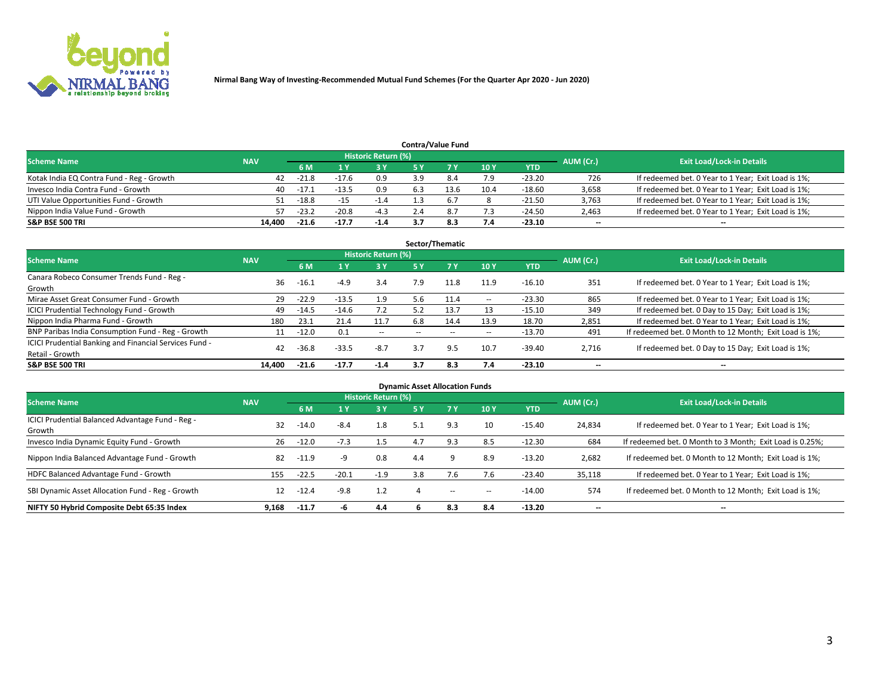**Nirmal Bang Way of Investing-Recommended Mutual Fund Schemes (For the Quarter Apr 2020 - Jun 2020)**

## Contra/Value Fund

| Scheme Name | NAV | Historic Return (%) | | | | | | | AUM (Cr.) | Exit Load/Lock-in Details |
|---|---|---|---|---|---|---|---|---|---|---|
| | | 6 M | 1 Y | 3 Y | 5 Y | 7 Y | 10 Y | YTD | | |
| Kotak India EQ Contra Fund - Reg - Growth | 42 | -21.8 | -17.6 | 0.9 | 3.9 | 8.4 | 7.9 | -23.20 | 726 | If redeemed bet. 0 Year to 1 Year; Exit Load is 1%; |
| Invesco India Contra Fund - Growth | 40 | -17.1 | -13.5 | 0.9 | 6.3 | 13.6 | 10.4 | -18.60 | 3,658 | If redeemed bet. 0 Year to 1 Year; Exit Load is 1%; |
| UTI Value Opportunities Fund - Growth | 51 | -18.8 | -15 | -1.4 | 1.3 | 6.7 | 8 | -21.50 | 3,763 | If redeemed bet. 0 Year to 1 Year; Exit Load is 1%; |
| Nippon India Value Fund - Growth | 57 | -23.2 | -20.8 | -4.3 | 2.4 | 8.7 | 7.3 | -24.50 | 2,463 | If redeemed bet. 0 Year to 1 Year; Exit Load is 1%; |
| **S&P BSE 500 TRI** | **14,400** | **-21.6** | **-17.7** | **-1.4** | **3.7** | **8.3** | **7.4** | **-23.10** | **--** | **--** |

## Sector/Thematic

| Scheme Name | NAV | Historic Return (%) | | | | | | | AUM (Cr.) | Exit Load/Lock-in Details |
|---|---|---|---|---|---|---|---|---|---|---|
| | | 6 M | 1 Y | 3 Y | 5 Y | 7 Y | 10 Y | YTD | | |
| Canara Robeco Consumer Trends Fund - Reg - Growth | 36 | -16.1 | -4.9 | 3.4 | 7.9 | 11.8 | 11.9 | -16.10 | 351 | If redeemed bet. 0 Year to 1 Year; Exit Load is 1%; |
| Mirae Asset Great Consumer Fund - Growth | 29 | -22.9 | -13.5 | 1.9 | 5.6 | 11.4 | -- | -23.30 | 865 | If redeemed bet. 0 Year to 1 Year; Exit Load is 1%; |
| ICICI Prudential Technology Fund - Growth | 49 | -14.5 | -14.6 | 7.2 | 5.2 | 13.7 | 13 | -15.10 | 349 | If redeemed bet. 0 Day to 15 Day; Exit Load is 1%; |
| Nippon India Pharma Fund - Growth | 180 | 23.1 | 21.4 | 11.7 | 6.8 | 14.4 | 13.9 | 18.70 | 2,851 | If redeemed bet. 0 Year to 1 Year; Exit Load is 1%; |
| BNP Paribas India Consumption Fund - Reg - Growth | 11 | -12.0 | 0.1 | -- | -- | -- | -- | -13.70 | 491 | If redeemed bet. 0 Month to 12 Month; Exit Load is 1%; |
| ICICI Prudential Banking and Financial Services Fund - Retail - Growth | 42 | -36.8 | -33.5 | -8.7 | 3.7 | 9.5 | 10.7 | -39.40 | 2,716 | If redeemed bet. 0 Day to 15 Day; Exit Load is 1%; |
| **S&P BSE 500 TRI** | **14,400** | **-21.6** | **-17.7** | **-1.4** | **3.7** | **8.3** | **7.4** | **-23.10** | **--** | **--** |

## Dynamic Asset Allocation Funds

| Scheme Name | NAV | Historic Return (%) | | | | | | | AUM (Cr.) | Exit Load/Lock-in Details |
|---|---|---|---|---|---|---|---|---|---|---|
| | | 6 M | 1 Y | 3 Y | 5 Y | 7 Y | 10 Y | YTD | | |
| ICICI Prudential Balanced Advantage Fund - Reg - Growth | 32 | -14.0 | -8.4 | 1.8 | 5.1 | 9.3 | 10 | -15.40 | 24,834 | If redeemed bet. 0 Year to 1 Year; Exit Load is 1%; |
| Invesco India Dynamic Equity Fund - Growth | 26 | -12.0 | -7.3 | 1.5 | 4.7 | 9.3 | 8.5 | -12.30 | 684 | If redeemed bet. 0 Month to 3 Month; Exit Load is 0.25%; |
| Nippon India Balanced Advantage Fund - Growth | 82 | -11.9 | -9 | 0.8 | 4.4 | 9 | 8.9 | -13.20 | 2,682 | If redeemed bet. 0 Month to 12 Month; Exit Load is 1%; |
| HDFC Balanced Advantage Fund - Growth | 155 | -22.5 | -20.1 | -1.9 | 3.8 | 7.6 | 7.6 | -23.40 | 35,118 | If redeemed bet. 0 Year to 1 Year; Exit Load is 1%; |
| SBI Dynamic Asset Allocation Fund - Reg - Growth | 12 | -12.4 | -9.8 | 1.2 | 4 | -- | -- | -14.00 | 574 | If redeemed bet. 0 Month to 12 Month; Exit Load is 1%; |
| **NIFTY 50 Hybrid Composite Debt 65:35 Index** | **9,168** | **-11.7** | **-6** | **4.4** | **6** | **8.3** | **8.4** | **-13.20** | **--** | **--** |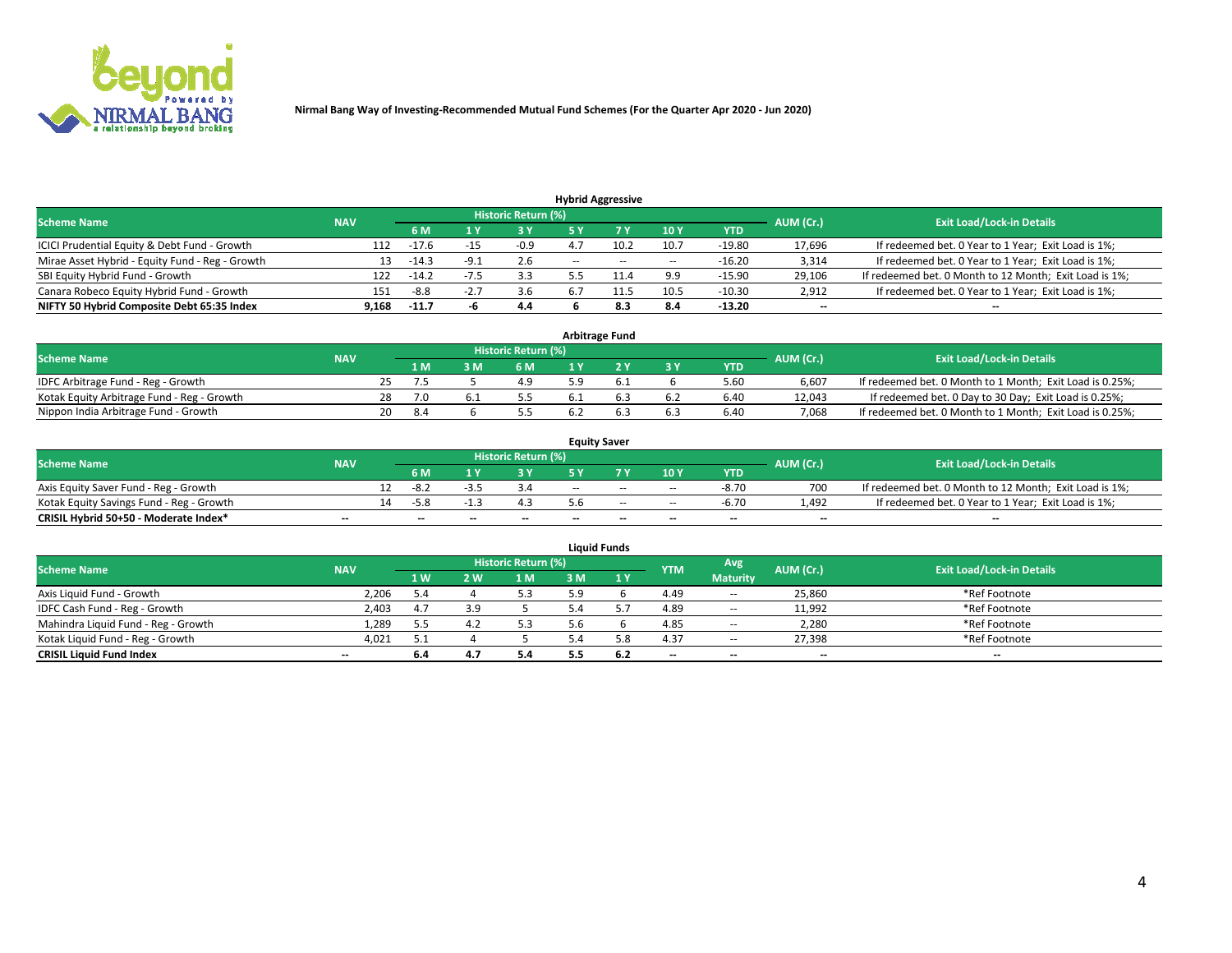**Nirmal Bang Way of Investing-Recommended Mutual Fund Schemes (For the Quarter Apr 2020 - Jun 2020)**

### Hybrid Aggressive

| Scheme Name | NAV | Historic Return (%) | | | | | | | AUM (Cr.) | Exit Load/Lock-in Details |
|---|---|---|---|---|---|---|---|---|---|---|
| | | 6 M | 1 Y | 3 Y | 5 Y | 7 Y | 10 Y | YTD | | |
| ICICI Prudential Equity & Debt Fund - Growth | 112 | -17.6 | -15 | -0.9 | 4.7 | 10.2 | 10.7 | -19.80 | 17,696 | If redeemed bet. 0 Year to 1 Year; Exit Load is 1%; |
| Mirae Asset Hybrid - Equity Fund - Reg - Growth | 13 | -14.3 | -9.1 | 2.6 | -- | -- | -- | -16.20 | 3,314 | If redeemed bet. 0 Year to 1 Year; Exit Load is 1%; |
| SBI Equity Hybrid Fund - Growth | 122 | -14.2 | -7.5 | 3.3 | 5.5 | 11.4 | 9.9 | -15.90 | 29,106 | If redeemed bet. 0 Month to 12 Month; Exit Load is 1%; |
| Canara Robeco Equity Hybrid Fund - Growth | 151 | -8.8 | -2.7 | 3.6 | 6.7 | 11.5 | 10.5 | -10.30 | 2,912 | If redeemed bet. 0 Year to 1 Year; Exit Load is 1%; |
| **NIFTY 50 Hybrid Composite Debt 65:35 Index** | **9,168** | **-11.7** | **-6** | **4.4** | **6** | **8.3** | **8.4** | **-13.20** | **--** | **--** |

### Arbitrage Fund

| Scheme Name | NAV | Historic Return (%) | | | | | | | AUM (Cr.) | Exit Load/Lock-in Details |
|---|---|---|---|---|---|---|---|---|---|---|
| | | 1 M | 3 M | 6 M | 1 Y | 2 Y | 3 Y | YTD | | |
| IDFC Arbitrage Fund - Reg - Growth | 25 | 7.5 | 5 | 4.9 | 5.9 | 6.1 | 6 | 5.60 | 6,607 | If redeemed bet. 0 Month to 1 Month; Exit Load is 0.25%; |
| Kotak Equity Arbitrage Fund - Reg - Growth | 28 | 7.0 | 6.1 | 5.5 | 6.1 | 6.3 | 6.2 | 6.40 | 12,043 | If redeemed bet. 0 Day to 30 Day; Exit Load is 0.25%; |
| Nippon India Arbitrage Fund - Growth | 20 | 8.4 | 6 | 5.5 | 6.2 | 6.3 | 6.3 | 6.40 | 7,068 | If redeemed bet. 0 Month to 1 Month; Exit Load is 0.25%; |

### Equity Saver

| Scheme Name | NAV | Historic Return (%) | | | | | | | AUM (Cr.) | Exit Load/Lock-in Details |
|---|---|---|---|---|---|---|---|---|---|---|
| | | 6 M | 1 Y | 3 Y | 5 Y | 7 Y | 10 Y | YTD | | |
| Axis Equity Saver Fund - Reg - Growth | 12 | -8.2 | -3.5 | 3.4 | -- | -- | -- | -8.70 | 700 | If redeemed bet. 0 Month to 12 Month; Exit Load is 1%; |
| Kotak Equity Savings Fund - Reg - Growth | 14 | -5.8 | -1.3 | 4.3 | 5.6 | -- | -- | -6.70 | 1,492 | If redeemed bet. 0 Year to 1 Year; Exit Load is 1%; |
| **CRISIL Hybrid 50+50 - Moderate Index*** | **--** | **--** | **--** | **--** | **--** | **--** | **--** | **--** | **--** | **--** |

### Liquid Funds

| Scheme Name | NAV | Historic Return (%) | | | | | YTM | Avg Maturity | AUM (Cr.) | Exit Load/Lock-in Details |
|---|---|---|---|---|---|---|---|---|---|---|
| | | 1 W | 2 W | 1 M | 3 M | 1 Y | | | | |
| Axis Liquid Fund - Growth | 2,206 | 5.4 | 4 | 5.3 | 5.9 | 6 | 4.49 | -- | 25,860 | *Ref Footnote |
| IDFC Cash Fund - Reg - Growth | 2,403 | 4.7 | 3.9 | 5 | 5.4 | 5.7 | 4.89 | -- | 11,992 | *Ref Footnote |
| Mahindra Liquid Fund - Reg - Growth | 1,289 | 5.5 | 4.2 | 5.3 | 5.6 | 6 | 4.85 | -- | 2,280 | *Ref Footnote |
| Kotak Liquid Fund - Reg - Growth | 4,021 | 5.1 | 4 | 5 | 5.4 | 5.8 | 4.37 | -- | 27,398 | *Ref Footnote |
| **CRISIL Liquid Fund Index** | **--** | **6.4** | **4.7** | **5.4** | **5.5** | **6.2** | **--** | **--** | **--** | **--** |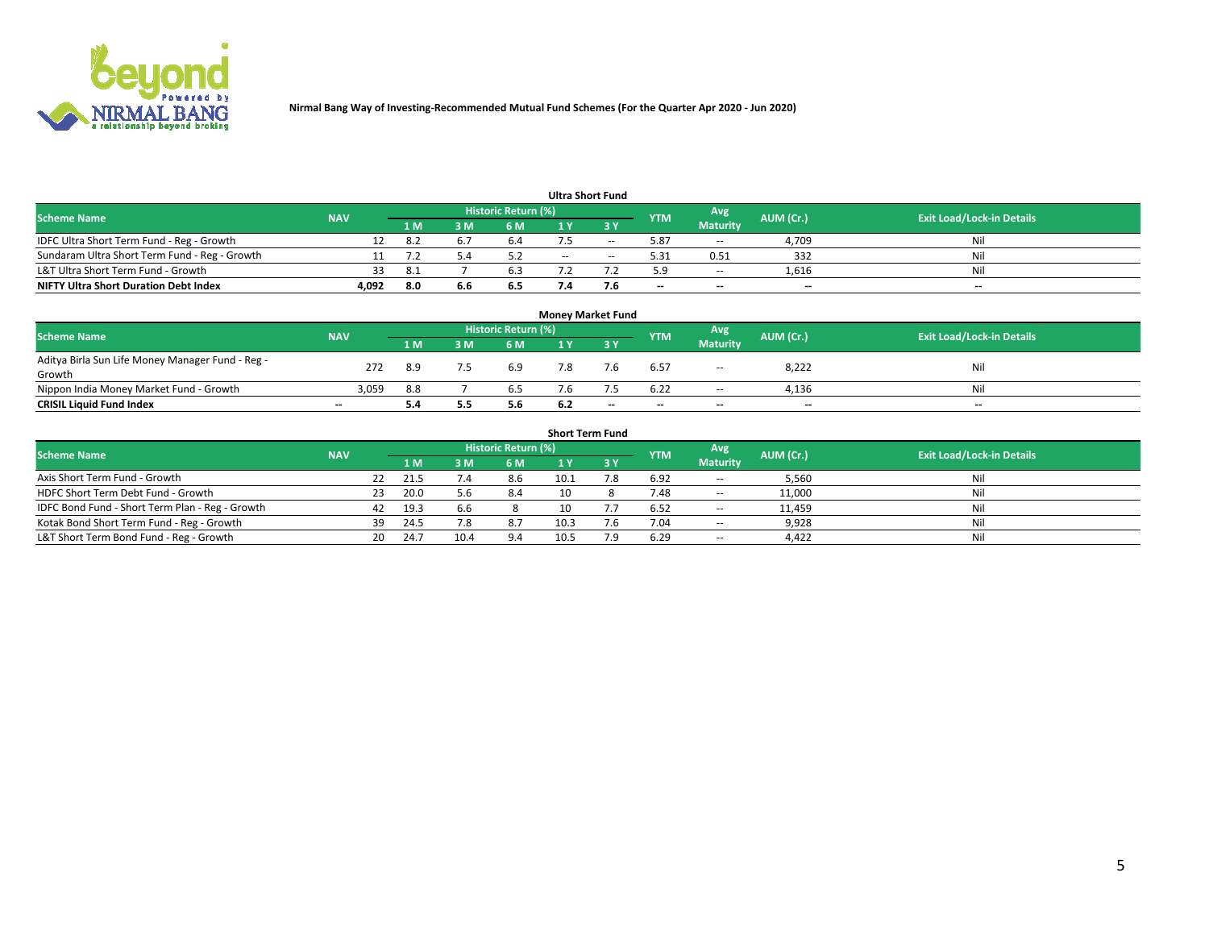Nirmal Bang Way of Investing-Recommended Mutual Fund Schemes (For the Quarter Apr 2020 - Jun 2020)

### Ultra Short Fund

| Scheme Name | NAV | Historic Return (%) | | | | | YTM | Avg Maturity | AUM (Cr.) | Exit Load/Lock-in Details |
|---|---|---|---|---|---|---|---|---|---|---|
| | | 1 M | 3 M | 6 M | 1 Y | 3 Y | | | | |
| IDFC Ultra Short Term Fund - Reg - Growth | 12 | 8.2 | 6.7 | 6.4 | 7.5 | -- | 5.87 | -- | 4,709 | Nil |
| Sundaram Ultra Short Term Fund - Reg - Growth | 11 | 7.2 | 5.4 | 5.2 | -- | -- | 5.31 | 0.51 | 332 | Nil |
| L&T Ultra Short Term Fund - Growth | 33 | 8.1 | 7 | 6.3 | 7.2 | 7.2 | 5.9 | -- | 1,616 | Nil |
| **NIFTY Ultra Short Duration Debt Index** | **4,092** | **8.0** | **6.6** | **6.5** | **7.4** | **7.6** | **--** | **--** | **--** | **--** |

### Money Market Fund

| Scheme Name | NAV | Historic Return (%) | | | | | YTM | Avg Maturity | AUM (Cr.) | Exit Load/Lock-in Details |
|---|---|---|---|---|---|---|---|---|---|---|
| | | 1 M | 3 M | 6 M | 1 Y | 3 Y | | | | |
| Aditya Birla Sun Life Money Manager Fund - Reg - Growth | 272 | 8.9 | 7.5 | 6.9 | 7.8 | 7.6 | 6.57 | -- | 8,222 | Nil |
| Nippon India Money Market Fund - Growth | 3,059 | 8.8 | 7 | 6.5 | 7.6 | 7.5 | 6.22 | -- | 4,136 | Nil |
| **CRISIL Liquid Fund Index** | **--** | **5.4** | **5.5** | **5.6** | **6.2** | **--** | **--** | **--** | **--** | **--** |

### Short Term Fund

| Scheme Name | NAV | Historic Return (%) | | | | | YTM | Avg Maturity | AUM (Cr.) | Exit Load/Lock-in Details |
|---|---|---|---|---|---|---|---|---|---|---|
| | | 1 M | 3 M | 6 M | 1 Y | 3 Y | | | | |
| Axis Short Term Fund - Growth | 22 | 21.5 | 7.4 | 8.6 | 10.1 | 7.8 | 6.92 | -- | 5,560 | Nil |
| HDFC Short Term Debt Fund - Growth | 23 | 20.0 | 5.6 | 8.4 | 10 | 8 | 7.48 | -- | 11,000 | Nil |
| IDFC Bond Fund - Short Term Plan - Reg - Growth | 42 | 19.3 | 6.6 | 8 | 10 | 7.7 | 6.52 | -- | 11,459 | Nil |
| Kotak Bond Short Term Fund - Reg - Growth | 39 | 24.5 | 7.8 | 8.7 | 10.3 | 7.6 | 7.04 | -- | 9,928 | Nil |
| L&T Short Term Bond Fund - Reg - Growth | 20 | 24.7 | 10.4 | 9.4 | 10.5 | 7.9 | 6.29 | -- | 4,422 | Nil |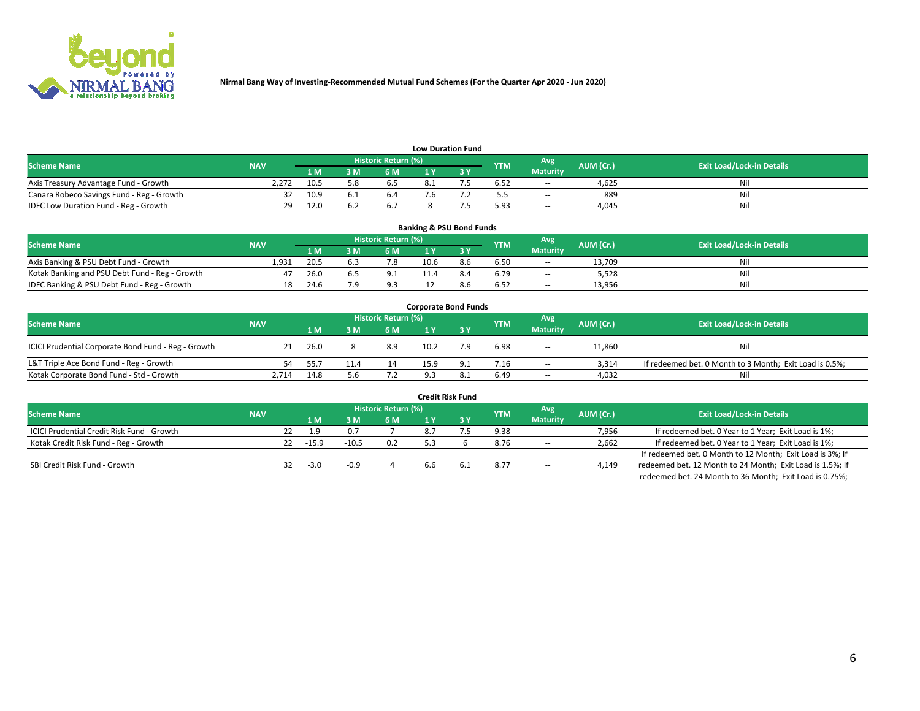Nirmal Bang Way of Investing-Recommended Mutual Fund Schemes (For the Quarter Apr 2020 - Jun 2020)

### Low Duration Fund

| Scheme Name | NAV | Historic Return (%) | | | | | YTM | Avg Maturity | AUM (Cr.) | Exit Load/Lock-in Details |
|---|---|---|---|---|---|---|---|---|---|---|
| | | 1 M | 3 M | 6 M | 1 Y | 3 Y | | | | |
| Axis Treasury Advantage Fund - Growth | 2,272 | 10.5 | 5.8 | 6.5 | 8.1 | 7.5 | 6.52 | -- | 4,625 | Nil |
| Canara Robeco Savings Fund - Reg - Growth | 32 | 10.9 | 6.1 | 6.4 | 7.6 | 7.2 | 5.5 | -- | 889 | Nil |
| IDFC Low Duration Fund - Reg - Growth | 29 | 12.0 | 6.2 | 6.7 | 8 | 7.5 | 5.93 | -- | 4,045 | Nil |

### Banking & PSU Bond Funds

| Scheme Name | NAV | Historic Return (%) | | | | | YTM | Avg Maturity | AUM (Cr.) | Exit Load/Lock-in Details |
|---|---|---|---|---|---|---|---|---|---|---|
| | | 1 M | 3 M | 6 M | 1 Y | 3 Y | | | | |
| Axis Banking & PSU Debt Fund - Growth | 1,931 | 20.5 | 6.3 | 7.8 | 10.6 | 8.6 | 6.50 | -- | 13,709 | Nil |
| Kotak Banking and PSU Debt Fund - Reg - Growth | 47 | 26.0 | 6.5 | 9.1 | 11.4 | 8.4 | 6.79 | -- | 5,528 | Nil |
| IDFC Banking & PSU Debt Fund - Reg - Growth | 18 | 24.6 | 7.9 | 9.3 | 12 | 8.6 | 6.52 | -- | 13,956 | Nil |

### Corporate Bond Funds

| Scheme Name | NAV | Historic Return (%) | | | | | YTM | Avg Maturity | AUM (Cr.) | Exit Load/Lock-in Details |
|---|---|---|---|---|---|---|---|---|---|---|
| | | 1 M | 3 M | 6 M | 1 Y | 3 Y | | | | |
| ICICI Prudential Corporate Bond Fund - Reg - Growth | 21 | 26.0 | 8 | 8.9 | 10.2 | 7.9 | 6.98 | -- | 11,860 | Nil |
| L&T Triple Ace Bond Fund - Reg - Growth | 54 | 55.7 | 11.4 | 14 | 15.9 | 9.1 | 7.16 | -- | 3,314 | If redeemed bet. 0 Month to 3 Month; Exit Load is 0.5%; |
| Kotak Corporate Bond Fund - Std - Growth | 2,714 | 14.8 | 5.6 | 7.2 | 9.3 | 8.1 | 6.49 | -- | 4,032 | Nil |

### Credit Risk Fund

| Scheme Name | NAV | Historic Return (%) | | | | | YTM | Avg Maturity | AUM (Cr.) | Exit Load/Lock-in Details |
|---|---|---|---|---|---|---|---|---|---|---|
| | | 1 M | 3 M | 6 M | 1 Y | 3 Y | | | | |
| ICICI Prudential Credit Risk Fund - Growth | 22 | 1.9 | 0.7 | 7 | 8.7 | 7.5 | 9.38 | -- | 7,956 | If redeemed bet. 0 Year to 1 Year; Exit Load is 1%; |
| Kotak Credit Risk Fund - Reg - Growth | 22 | -15.9 | -10.5 | 0.2 | 5.3 | 6 | 8.76 | -- | 2,662 | If redeemed bet. 0 Year to 1 Year; Exit Load is 1%; |
| SBI Credit Risk Fund - Growth | 32 | -3.0 | -0.9 | 4 | 6.6 | 6.1 | 8.77 | -- | 4,149 | If redeemed bet. 0 Month to 12 Month; Exit Load is 3%; If redeemed bet. 12 Month to 24 Month; Exit Load is 1.5%; If redeemed bet. 24 Month to 36 Month; Exit Load is 0.75%; |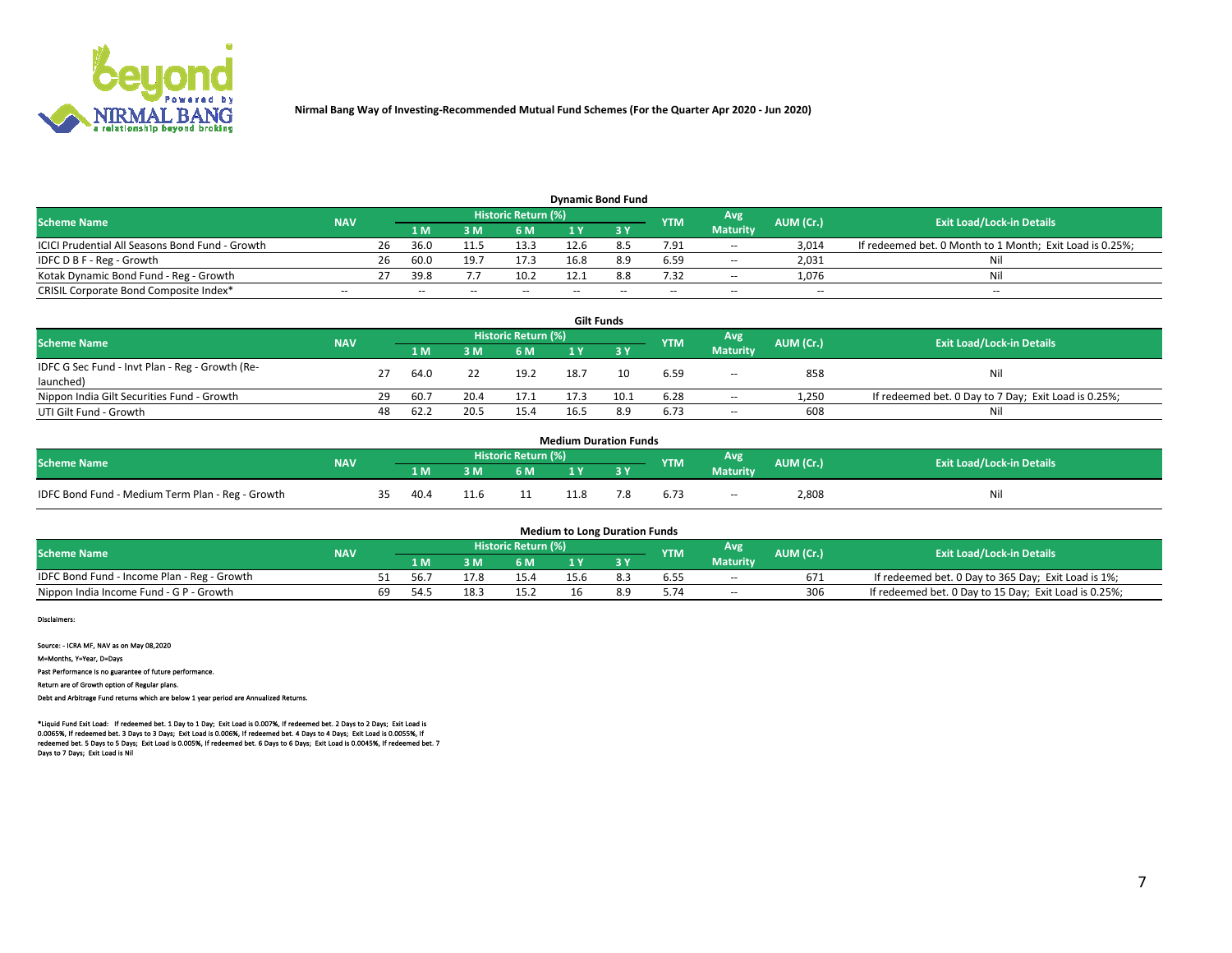**Nirmal Bang Way of Investing-Recommended Mutual Fund Schemes (For the Quarter Apr 2020 - Jun 2020)**

### Dynamic Bond Fund

| Scheme Name | NAV | Historic Return (%) | | | | | YTM | Avg Maturity | AUM (Cr.) | Exit Load/Lock-in Details |
|---|---|---|---|---|---|---|---|---|---|---|
| | | 1 M | 3 M | 6 M | 1 Y | 3 Y | | | | |
| ICICI Prudential All Seasons Bond Fund - Growth | 26 | 36.0 | 11.5 | 13.3 | 12.6 | 8.5 | 7.91 | -- | 3,014 | If redeemed bet. 0 Month to 1 Month; Exit Load is 0.25%; |
| IDFC D B F - Reg - Growth | 26 | 60.0 | 19.7 | 17.3 | 16.8 | 8.9 | 6.59 | -- | 2,031 | Nil |
| Kotak Dynamic Bond Fund - Reg - Growth | 27 | 39.8 | 7.7 | 10.2 | 12.1 | 8.8 | 7.32 | -- | 1,076 | Nil |
| CRISIL Corporate Bond Composite Index* | -- | -- | -- | -- | -- | -- | -- | -- | -- | -- |

### Gilt Funds

| Scheme Name | NAV | Historic Return (%) | | | | | YTM | Avg Maturity | AUM (Cr.) | Exit Load/Lock-in Details |
|---|---|---|---|---|---|---|---|---|---|---|
| | | 1 M | 3 M | 6 M | 1 Y | 3 Y | | | | |
| IDFC G Sec Fund - Invt Plan - Reg - Growth (Re-launched) | 27 | 64.0 | 22 | 19.2 | 18.7 | 10 | 6.59 | -- | 858 | Nil |
| Nippon India Gilt Securities Fund - Growth | 29 | 60.7 | 20.4 | 17.1 | 17.3 | 10.1 | 6.28 | -- | 1,250 | If redeemed bet. 0 Day to 7 Day; Exit Load is 0.25%; |
| UTI Gilt Fund - Growth | 48 | 62.2 | 20.5 | 15.4 | 16.5 | 8.9 | 6.73 | -- | 608 | Nil |

### Medium Duration Funds

| Scheme Name | NAV | Historic Return (%) | | | | | YTM | Avg Maturity | AUM (Cr.) | Exit Load/Lock-in Details |
|---|---|---|---|---|---|---|---|---|---|---|
| | | 1 M | 3 M | 6 M | 1 Y | 3 Y | | | | |
| IDFC Bond Fund - Medium Term Plan - Reg - Growth | 35 | 40.4 | 11.6 | 11 | 11.8 | 7.8 | 6.73 | -- | 2,808 | Nil |

### Medium to Long Duration Funds

| Scheme Name | NAV | Historic Return (%) | | | | | YTM | Avg Maturity | AUM (Cr.) | Exit Load/Lock-in Details |
|---|---|---|---|---|---|---|---|---|---|---|
| | | 1 M | 3 M | 6 M | 1 Y | 3 Y | | | | |
| IDFC Bond Fund - Income Plan - Reg - Growth | 51 | 56.7 | 17.8 | 15.4 | 15.6 | 8.3 | 6.55 | -- | 671 | If redeemed bet. 0 Day to 365 Day; Exit Load is 1%; |
| Nippon India Income Fund - G P - Growth | 69 | 54.5 | 18.3 | 15.2 | 16 | 8.9 | 5.74 | -- | 306 | If redeemed bet. 0 Day to 15 Day; Exit Load is 0.25%; |

Disclaimers:

Source: - ICRA MF, NAV as on May 08,2020

M=Months, Y=Year, D=Days

Past Performance is no guarantee of future performance.

Return are of Growth option of Regular plans.

Debt and Arbitrage Fund returns which are below 1 year period are Annualized Returns.

*Liquid Fund Exit Load: If redeemed bet. 1 Day to 1 Day; Exit Load is 0.007%, If redeemed bet. 2 Days to 2 Days; Exit Load is 0.0065%, If redeemed bet. 3 Days to 3 Days; Exit Load is 0.006%, If redeemed bet. 4 Days to 4 Days; Exit Load is 0.0055%, If redeemed bet. 5 Days to 5 Days; Exit Load is 0.005%, If redeemed bet. 6 Days to 6 Days; Exit Load is 0.0045%, If redeemed bet. 7 Days to 7 Days; Exit Load is Nil